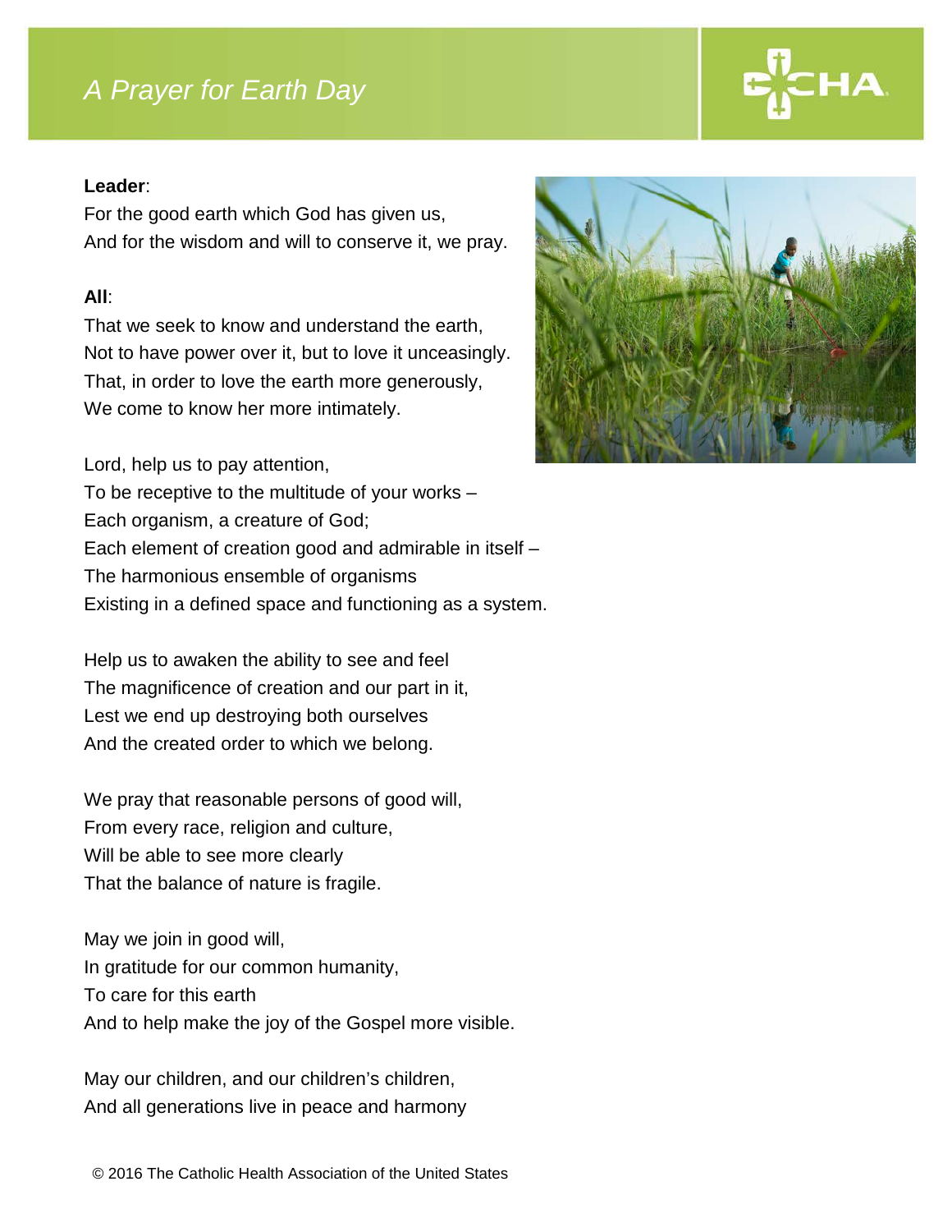# A Prayer for Earth Day

**Leader**:

For the good earth which God has given us,
And for the wisdom and will to conserve it, we pray.

**All**:

That we seek to know and understand the earth,
Not to have power over it, but to love it unceasingly.
That, in order to love the earth more generously,
We come to know her more intimately.

Lord, help us to pay attention,
To be receptive to the multitude of your works –
Each organism, a creature of God;
Each element of creation good and admirable in itself –
The harmonious ensemble of organisms
Existing in a defined space and functioning as a system.

Help us to awaken the ability to see and feel
The magnificence of creation and our part in it,
Lest we end up destroying both ourselves
And the created order to which we belong.

We pray that reasonable persons of good will,
From every race, religion and culture,
Will be able to see more clearly
That the balance of nature is fragile.

May we join in good will,
In gratitude for our common humanity,
To care for this earth
And to help make the joy of the Gospel more visible.

May our children, and our children's children,
And all generations live in peace and harmony

© 2016 The Catholic Health Association of the United States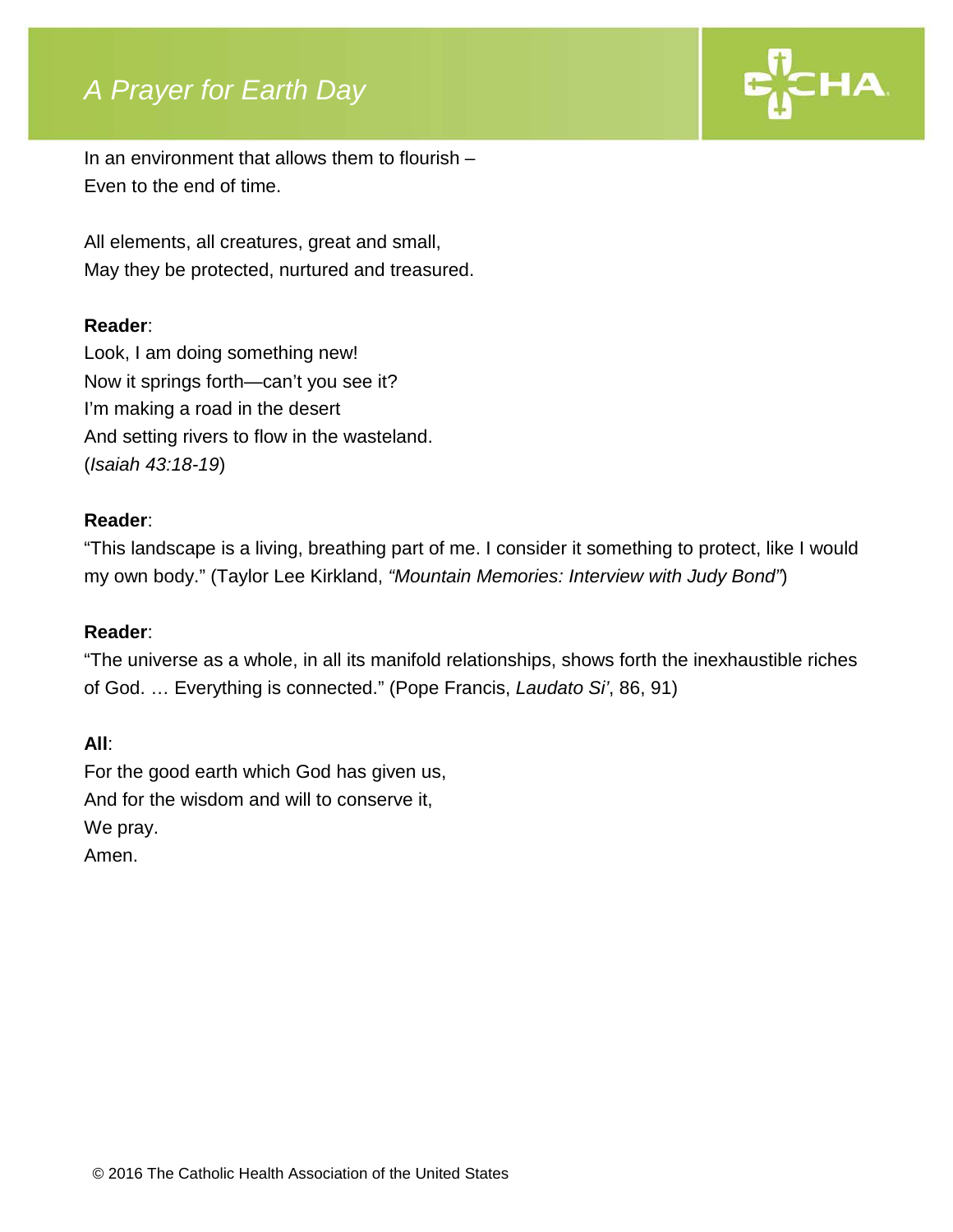In an environment that allows them to flourish –
Even to the end of time.

All elements, all creatures, great and small,
May they be protected, nurtured and treasured.

**Reader**:
Look, I am doing something new!
Now it springs forth—can't you see it?
I'm making a road in the desert
And setting rivers to flow in the wasteland.
(*Isaiah 43:18-19*)

**Reader**:
"This landscape is a living, breathing part of me. I consider it something to protect, like I would my own body." (Taylor Lee Kirkland, *"Mountain Memories: Interview with Judy Bond"*)

**Reader**:
"The universe as a whole, in all its manifold relationships, shows forth the inexhaustible riches of God. … Everything is connected." (Pope Francis, *Laudato Si'*, 86, 91)

**All**:
For the good earth which God has given us,
And for the wisdom and will to conserve it,
We pray.
Amen.

© 2016 The Catholic Health Association of the United States